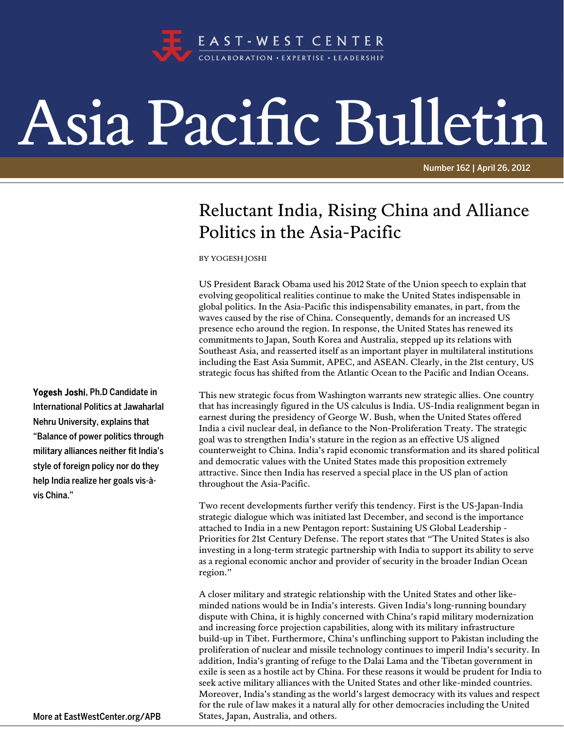EAST-WEST CENTER

COLLABORATION • EXPERTISE • LEADERSHIP

# Asia Pacific Bulletin

Number 162 | April 26, 2012

## Reluctant India, Rising China and Alliance Politics in the Asia-Pacific

BY YOGESH JOSHI

**Yogesh Joshi**, Ph.D Candidate in International Politics at Jawaharlal Nehru University, explains that "Balance of power politics through military alliances neither fit India's style of foreign policy nor do they help India realize her goals vis-à-vis China."

US President Barack Obama used his 2012 State of the Union speech to explain that evolving geopolitical realities continue to make the United States indispensable in global politics. In the Asia-Pacific this indispensability emanates, in part, from the waves caused by the rise of China. Consequently, demands for an increased US presence echo around the region. In response, the United States has renewed its commitments to Japan, South Korea and Australia, stepped up its relations with Southeast Asia, and reasserted itself as an important player in multilateral institutions including the East Asia Summit, APEC, and ASEAN. Clearly, in the 21st century, US strategic focus has shifted from the Atlantic Ocean to the Pacific and Indian Oceans.

This new strategic focus from Washington warrants new strategic allies. One country that has increasingly figured in the US calculus is India. US-India realignment began in earnest during the presidency of George W. Bush, when the United States offered India a civil nuclear deal, in defiance to the Non-Proliferation Treaty. The strategic goal was to strengthen India's stature in the region as an effective US aligned counterweight to China. India's rapid economic transformation and its shared political and democratic values with the United States made this proposition extremely attractive. Since then India has reserved a special place in the US plan of action throughout the Asia-Pacific.

Two recent developments further verify this tendency. First is the US-Japan-India strategic dialogue which was initiated last December, and second is the importance attached to India in a new Pentagon report: Sustaining US Global Leadership - Priorities for 21st Century Defense. The report states that "The United States is also investing in a long-term strategic partnership with India to support its ability to serve as a regional economic anchor and provider of security in the broader Indian Ocean region."

A closer military and strategic relationship with the United States and other like-minded nations would be in India's interests. Given India's long-running boundary dispute with China, it is highly concerned with China's rapid military modernization and increasing force projection capabilities, along with its military infrastructure build-up in Tibet. Furthermore, China's unflinching support to Pakistan including the proliferation of nuclear and missile technology continues to imperil India's security. In addition, India's granting of refuge to the Dalai Lama and the Tibetan government in exile is seen as a hostile act by China. For these reasons it would be prudent for India to seek active military alliances with the United States and other like-minded countries. Moreover, India's standing as the world's largest democracy with its values and respect for the rule of law makes it a natural ally for other democracies including the United States, Japan, Australia, and others.

More at EastWestCenter.org/APB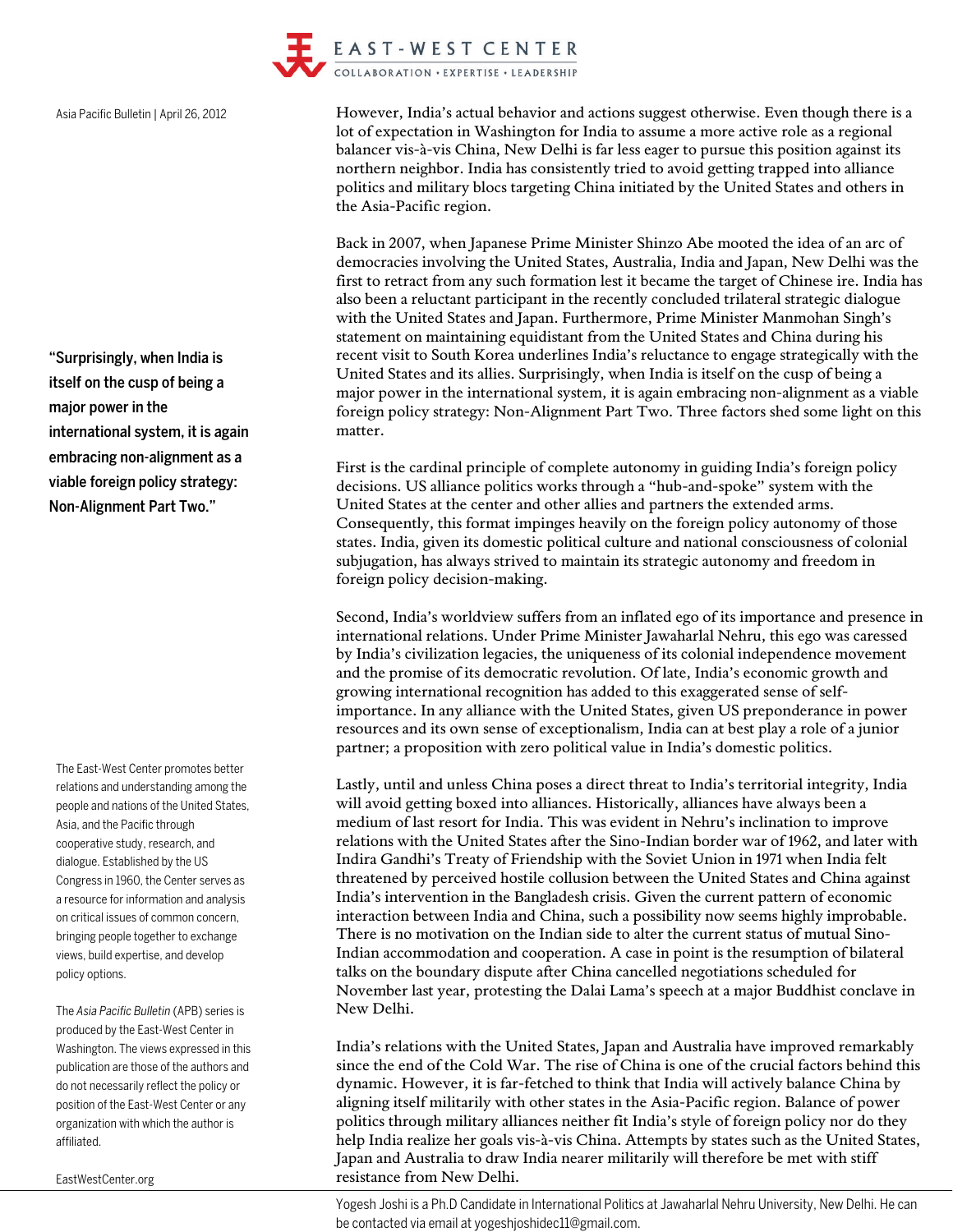Asia Pacific Bulletin | April 26, 2012

However, India's actual behavior and actions suggest otherwise. Even though there is a lot of expectation in Washington for India to assume a more active role as a regional balancer vis-à-vis China, New Delhi is far less eager to pursue this position against its northern neighbor. India has consistently tried to avoid getting trapped into alliance politics and military blocs targeting China initiated by the United States and others in the Asia-Pacific region.

Back in 2007, when Japanese Prime Minister Shinzo Abe mooted the idea of an arc of democracies involving the United States, Australia, India and Japan, New Delhi was the first to retract from any such formation lest it became the target of Chinese ire. India has also been a reluctant participant in the recently concluded trilateral strategic dialogue with the United States and Japan. Furthermore, Prime Minister Manmohan Singh's statement on maintaining equidistant from the United States and China during his recent visit to South Korea underlines India's reluctance to engage strategically with the United States and its allies. Surprisingly, when India is itself on the cusp of being a major power in the international system, it is again embracing non-alignment as a viable foreign policy strategy: Non-Alignment Part Two. Three factors shed some light on this matter.

**"Surprisingly, when India is itself on the cusp of being a major power in the international system, it is again embracing non-alignment as a viable foreign policy strategy: Non-Alignment Part Two."**

First is the cardinal principle of complete autonomy in guiding India's foreign policy decisions. US alliance politics works through a "hub-and-spoke" system with the United States at the center and other allies and partners the extended arms. Consequently, this format impinges heavily on the foreign policy autonomy of those states. India, given its domestic political culture and national consciousness of colonial subjugation, has always strived to maintain its strategic autonomy and freedom in foreign policy decision-making.

Second, India's worldview suffers from an inflated ego of its importance and presence in international relations. Under Prime Minister Jawaharlal Nehru, this ego was caressed by India's civilization legacies, the uniqueness of its colonial independence movement and the promise of its democratic revolution. Of late, India's economic growth and growing international recognition has added to this exaggerated sense of self-importance. In any alliance with the United States, given US preponderance in power resources and its own sense of exceptionalism, India can at best play a role of a junior partner; a proposition with zero political value in India's domestic politics.

Lastly, until and unless China poses a direct threat to India's territorial integrity, India will avoid getting boxed into alliances. Historically, alliances have always been a medium of last resort for India. This was evident in Nehru's inclination to improve relations with the United States after the Sino-Indian border war of 1962, and later with Indira Gandhi's Treaty of Friendship with the Soviet Union in 1971 when India felt threatened by perceived hostile collusion between the United States and China against India's intervention in the Bangladesh crisis. Given the current pattern of economic interaction between India and China, such a possibility now seems highly improbable. There is no motivation on the Indian side to alter the current status of mutual Sino-Indian accommodation and cooperation. A case in point is the resumption of bilateral talks on the boundary dispute after China cancelled negotiations scheduled for November last year, protesting the Dalai Lama's speech at a major Buddhist conclave in New Delhi.

India's relations with the United States, Japan and Australia have improved remarkably since the end of the Cold War. The rise of China is one of the crucial factors behind this dynamic. However, it is far-fetched to think that India will actively balance China by aligning itself militarily with other states in the Asia-Pacific region. Balance of power politics through military alliances neither fit India's style of foreign policy nor do they help India realize her goals vis-à-vis China. Attempts by states such as the United States, Japan and Australia to draw India nearer militarily will therefore be met with stiff resistance from New Delhi.

Yogesh Joshi is a Ph.D Candidate in International Politics at Jawaharlal Nehru University, New Delhi. He can be contacted via email at yogeshjoshidec11@gmail.com.

The East-West Center promotes better relations and understanding among the people and nations of the United States, Asia, and the Pacific through cooperative study, research, and dialogue. Established by the US Congress in 1960, the Center serves as a resource for information and analysis on critical issues of common concern, bringing people together to exchange views, build expertise, and develop policy options.

The *Asia Pacific Bulletin* (APB) series is produced by the East-West Center in Washington. The views expressed in this publication are those of the authors and do not necessarily reflect the policy or position of the East-West Center or any organization with which the author is affiliated.

EastWestCenter.org